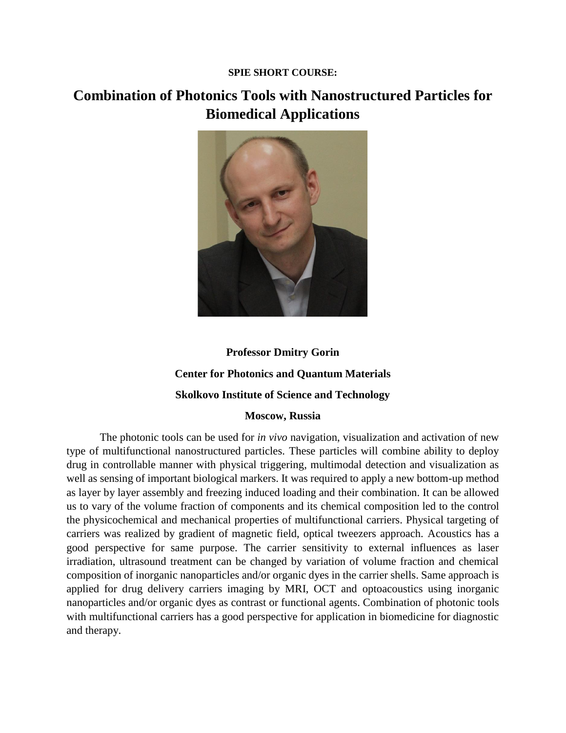**SPIE SHORT COURSE:**

# Combination of Photonics Tools with Nanostructured Particles for Biomedical Applications

**Professor Dmitry Gorin**

**Center for Photonics and Quantum Materials**

**Skolkovo Institute of Science and Technology**

**Moscow, Russia**

The photonic tools can be used for *in vivo* navigation, visualization and activation of new type of multifunctional nanostructured particles. These particles will combine ability to deploy drug in controllable manner with physical triggering, multimodal detection and visualization as well as sensing of important biological markers. It was required to apply a new bottom-up method as layer by layer assembly and freezing induced loading and their combination. It can be allowed us to vary of the volume fraction of components and its chemical composition led to the control the physicochemical and mechanical properties of multifunctional carriers. Physical targeting of carriers was realized by gradient of magnetic field, optical tweezers approach. Acoustics has a good perspective for same purpose. The carrier sensitivity to external influences as laser irradiation, ultrasound treatment can be changed by variation of volume fraction and chemical composition of inorganic nanoparticles and/or organic dyes in the carrier shells. Same approach is applied for drug delivery carriers imaging by MRI, OCT and optoacoustics using inorganic nanoparticles and/or organic dyes as contrast or functional agents. Combination of photonic tools with multifunctional carriers has a good perspective for application in biomedicine for diagnostic and therapy.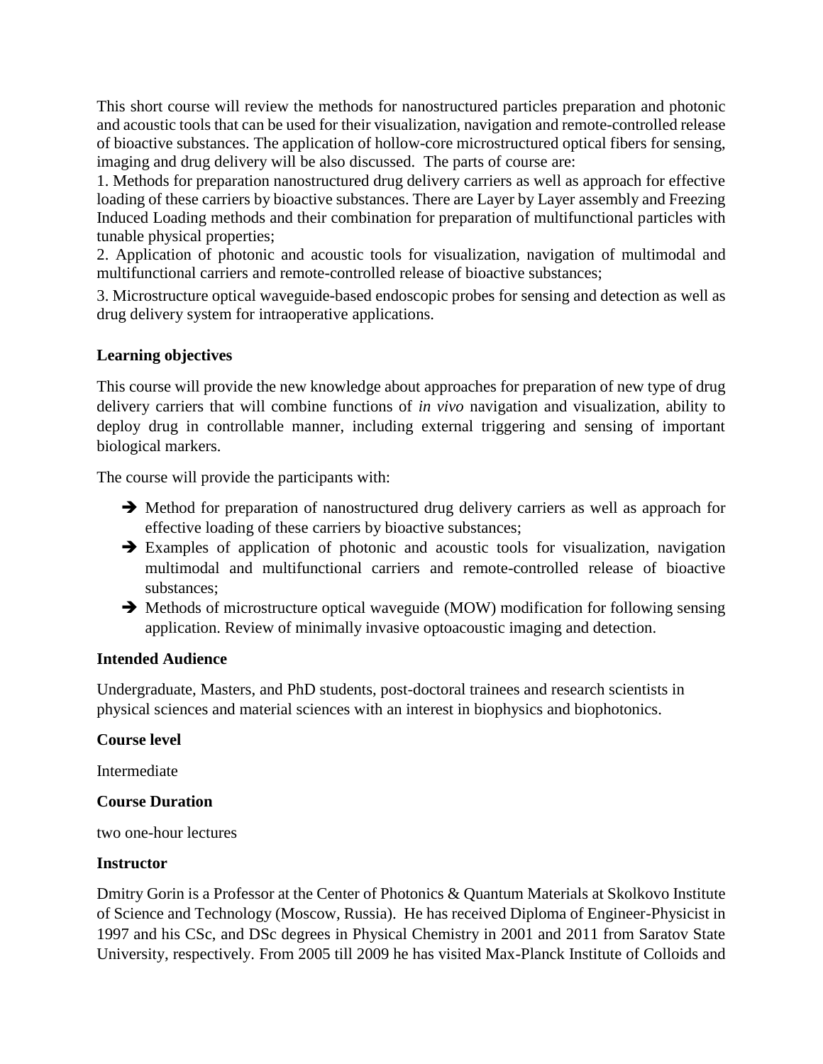This short course will review the methods for nanostructured particles preparation and photonic and acoustic tools that can be used for their visualization, navigation and remote-controlled release of bioactive substances. The application of hollow-core microstructured optical fibers for sensing, imaging and drug delivery will be also discussed. The parts of course are:

1. Methods for preparation nanostructured drug delivery carriers as well as approach for effective loading of these carriers by bioactive substances. There are Layer by Layer assembly and Freezing Induced Loading methods and their combination for preparation of multifunctional particles with tunable physical properties;
2. Application of photonic and acoustic tools for visualization, navigation of multimodal and multifunctional carriers and remote-controlled release of bioactive substances;
3. Microstructure optical waveguide-based endoscopic probes for sensing and detection as well as drug delivery system for intraoperative applications.

**Learning objectives**

This course will provide the new knowledge about approaches for preparation of new type of drug delivery carriers that will combine functions of *in vivo* navigation and visualization, ability to deploy drug in controllable manner, including external triggering and sensing of important biological markers.

The course will provide the participants with:

- ➔ Method for preparation of nanostructured drug delivery carriers as well as approach for effective loading of these carriers by bioactive substances;
- ➔ Examples of application of photonic and acoustic tools for visualization, navigation multimodal and multifunctional carriers and remote-controlled release of bioactive substances;
- ➔ Methods of microstructure optical waveguide (MOW) modification for following sensing application. Review of minimally invasive optoacoustic imaging and detection.

**Intended Audience**

Undergraduate, Masters, and PhD students, post-doctoral trainees and research scientists in physical sciences and material sciences with an interest in biophysics and biophotonics.

**Course level**

Intermediate

**Course Duration**

two one-hour lectures

**Instructor**

Dmitry Gorin is a Professor at the Center of Photonics & Quantum Materials at Skolkovo Institute of Science and Technology (Moscow, Russia). He has received Diploma of Engineer-Physicist in 1997 and his CSc, and DSc degrees in Physical Chemistry in 2001 and 2011 from Saratov State University, respectively. From 2005 till 2009 he has visited Max-Planck Institute of Colloids and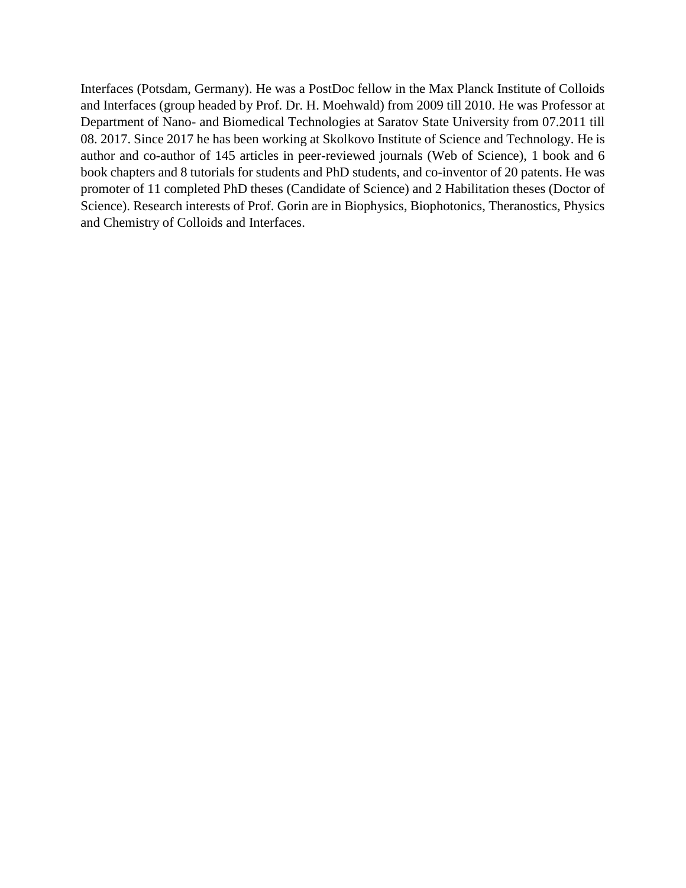Interfaces (Potsdam, Germany). He was a PostDoc fellow in the Max Planck Institute of Colloids and Interfaces (group headed by Prof. Dr. H. Moehwald) from 2009 till 2010. He was Professor at Department of Nano- and Biomedical Technologies at Saratov State University from 07.2011 till 08. 2017. Since 2017 he has been working at Skolkovo Institute of Science and Technology. He is author and co-author of 145 articles in peer-reviewed journals (Web of Science), 1 book and 6 book chapters and 8 tutorials for students and PhD students, and co-inventor of 20 patents. He was promoter of 11 completed PhD theses (Candidate of Science) and 2 Habilitation theses (Doctor of Science). Research interests of Prof. Gorin are in Biophysics, Biophotonics, Theranostics, Physics and Chemistry of Colloids and Interfaces.